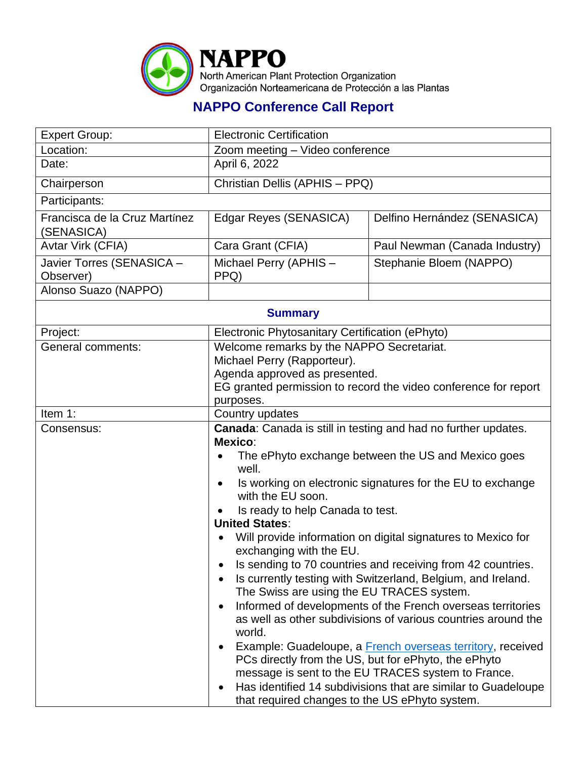# NAPPO

North American Plant Protection Organization
Organización Norteamericana de Protección a las Plantas

## NAPPO Conference Call Report

| Expert Group: | Electronic Certification | |
|---|---|---|
| Location: | Zoom meeting – Video conference | |
| Date: | April 6, 2022 | |
| Chairperson | Christian Dellis (APHIS – PPQ) | |
| Participants: | | |
| Francisca de la Cruz Martínez (SENASICA) | Edgar Reyes (SENASICA) | Delfino Hernández (SENASICA) |
| Avtar Virk (CFIA) | Cara Grant (CFIA) | Paul Newman (Canada Industry) |
| Javier Torres (SENASICA – Observer) | Michael Perry (APHIS – PPQ) | Stephanie Bloem (NAPPO) |
| Alonso Suazo (NAPPO) | | |

### Summary

| Project: | Electronic Phytosanitary Certification (ePhyto) |
|---|---|
| General comments: | Welcome remarks by the NAPPO Secretariat.<br>Michael Perry (Rapporteur).<br>Agenda approved as presented.<br>EG granted permission to record the video conference for report purposes. |
| Item 1: | Country updates |
| Consensus: | **Canada**: Canada is still in testing and had no further updates.<br>**Mexico**:<br>• The ePhyto exchange between the US and Mexico goes well.<br>• Is working on electronic signatures for the EU to exchange with the EU soon.<br>• Is ready to help Canada to test.<br>**United States**:<br>• Will provide information on digital signatures to Mexico for exchanging with the EU.<br>• Is sending to 70 countries and receiving from 42 countries.<br>• Is currently testing with Switzerland, Belgium, and Ireland. The Swiss are using the EU TRACES system.<br>• Informed of developments of the French overseas territories as well as other subdivisions of various countries around the world.<br>• Example: Guadeloupe, a French overseas territory, received PCs directly from the US, but for ePhyto, the ePhyto message is sent to the EU TRACES system to France.<br>• Has identified 14 subdivisions that are similar to Guadeloupe that required changes to the US ePhyto system. |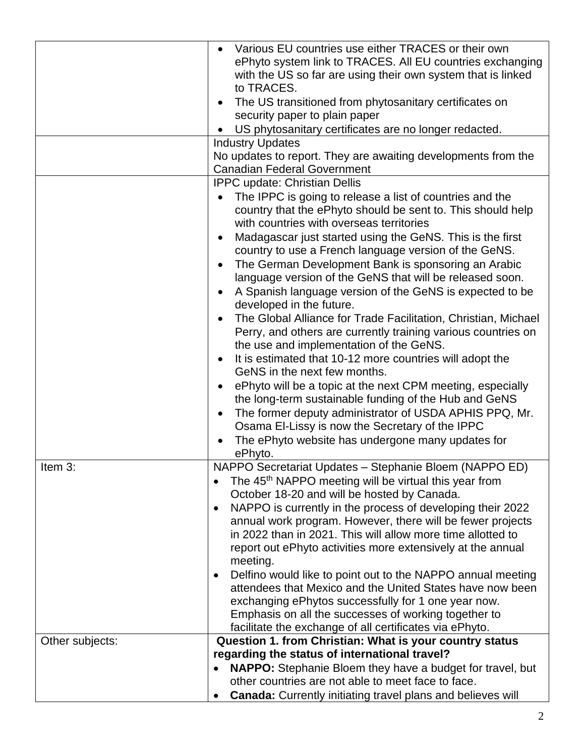| | |
|---|---|
| | • Various EU countries use either TRACES or their own ePhyto system link to TRACES. All EU countries exchanging with the US so far are using their own system that is linked to TRACES.<br>• The US transitioned from phytosanitary certificates on security paper to plain paper<br>• US phytosanitary certificates are no longer redacted. |
| | Industry Updates<br>No updates to report. They are awaiting developments from the Canadian Federal Government |
| | IPPC update: Christian Dellis<br>• The IPPC is going to release a list of countries and the country that the ePhyto should be sent to. This should help with countries with overseas territories<br>• Madagascar just started using the GeNS. This is the first country to use a French language version of the GeNS.<br>• The German Development Bank is sponsoring an Arabic language version of the GeNS that will be released soon.<br>• A Spanish language version of the GeNS is expected to be developed in the future.<br>• The Global Alliance for Trade Facilitation, Christian, Michael Perry, and others are currently training various countries on the use and implementation of the GeNS.<br>• It is estimated that 10-12 more countries will adopt the GeNS in the next few months.<br>• ePhyto will be a topic at the next CPM meeting, especially the long-term sustainable funding of the Hub and GeNS<br>• The former deputy administrator of USDA APHIS PPQ, Mr. Osama El-Lissy is now the Secretary of the IPPC<br>• The ePhyto website has undergone many updates for ePhyto. |
| Item 3: | NAPPO Secretariat Updates – Stephanie Bloem (NAPPO ED)<br>• The 45th NAPPO meeting will be virtual this year from October 18-20 and will be hosted by Canada.<br>• NAPPO is currently in the process of developing their 2022 annual work program. However, there will be fewer projects in 2022 than in 2021. This will allow more time allotted to report out ePhyto activities more extensively at the annual meeting.<br>• Delfino would like to point out to the NAPPO annual meeting attendees that Mexico and the United States have now been exchanging ePhytos successfully for 1 one year now. Emphasis on all the successes of working together to facilitate the exchange of all certificates via ePhyto. |
| Other subjects: | **Question 1. from Christian: What is your country status regarding the status of international travel?**<br>• **NAPPO:** Stephanie Bloem they have a budget for travel, but other countries are not able to meet face to face.<br>• **Canada:** Currently initiating travel plans and believes will |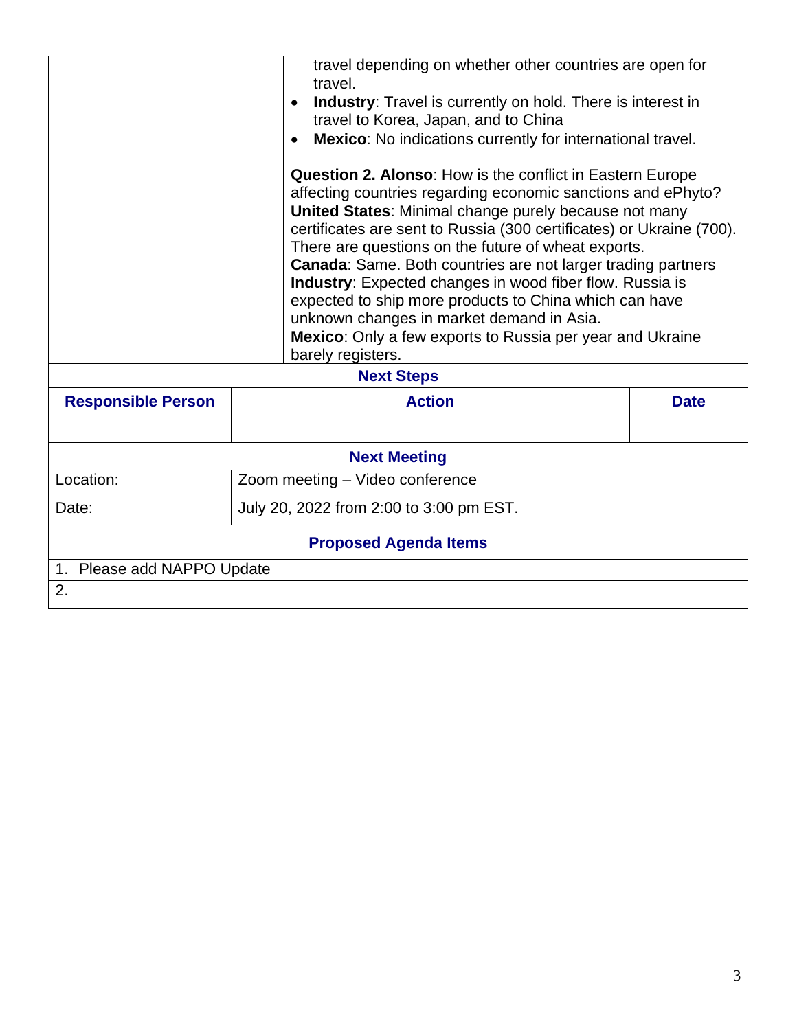| | |
|---|---|
| | travel depending on whether other countries are open for travel.<br>• **Industry**: Travel is currently on hold. There is interest in travel to Korea, Japan, and to China<br>• **Mexico**: No indications currently for international travel.<br><br>**Question 2. Alonso**: How is the conflict in Eastern Europe affecting countries regarding economic sanctions and ePhyto?<br>**United States**: Minimal change purely because not many certificates are sent to Russia (300 certificates) or Ukraine (700). There are questions on the future of wheat exports.<br>**Canada**: Same. Both countries are not larger trading partners<br>**Industry**: Expected changes in wood fiber flow. Russia is expected to ship more products to China which can have unknown changes in market demand in Asia.<br>**Mexico**: Only a few exports to Russia per year and Ukraine barely registers. |

**Next Steps**

| Responsible Person | Action | Date |
|---|---|---|
| | | |

**Next Meeting**

| | |
|---|---|
| Location: | Zoom meeting – Video conference |
| Date: | July 20, 2022 from 2:00 to 3:00 pm EST. |

**Proposed Agenda Items**

1. Please add NAPPO Update
2.